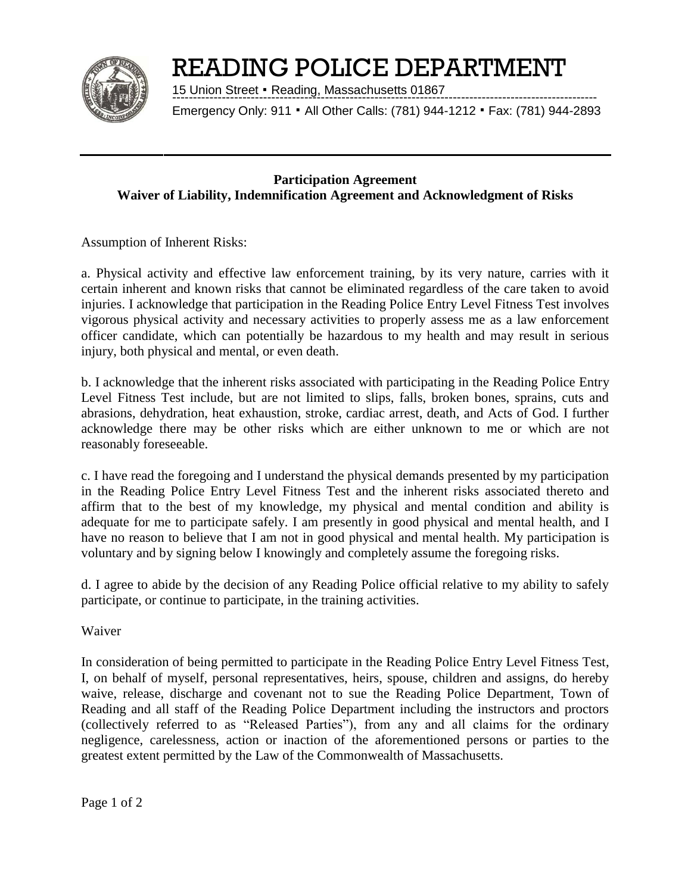# READING POLICE DEPARTMENT

15 Union Street ▪ Reading, Massachusetts 01867

Emergency Only: 911 ▪ All Other Calls: (781) 944-1212 ▪ Fax: (781) 944-2893

---

**Participation Agreement**
**Waiver of Liability, Indemnification Agreement and Acknowledgment of Risks**

Assumption of Inherent Risks:

a. Physical activity and effective law enforcement training, by its very nature, carries with it certain inherent and known risks that cannot be eliminated regardless of the care taken to avoid injuries. I acknowledge that participation in the Reading Police Entry Level Fitness Test involves vigorous physical activity and necessary activities to properly assess me as a law enforcement officer candidate, which can potentially be hazardous to my health and may result in serious injury, both physical and mental, or even death.

b. I acknowledge that the inherent risks associated with participating in the Reading Police Entry Level Fitness Test include, but are not limited to slips, falls, broken bones, sprains, cuts and abrasions, dehydration, heat exhaustion, stroke, cardiac arrest, death, and Acts of God. I further acknowledge there may be other risks which are either unknown to me or which are not reasonably foreseeable.

c. I have read the foregoing and I understand the physical demands presented by my participation in the Reading Police Entry Level Fitness Test and the inherent risks associated thereto and affirm that to the best of my knowledge, my physical and mental condition and ability is adequate for me to participate safely. I am presently in good physical and mental health, and I have no reason to believe that I am not in good physical and mental health. My participation is voluntary and by signing below I knowingly and completely assume the foregoing risks.

d. I agree to abide by the decision of any Reading Police official relative to my ability to safely participate, or continue to participate, in the training activities.

Waiver

In consideration of being permitted to participate in the Reading Police Entry Level Fitness Test, I, on behalf of myself, personal representatives, heirs, spouse, children and assigns, do hereby waive, release, discharge and covenant not to sue the Reading Police Department, Town of Reading and all staff of the Reading Police Department including the instructors and proctors (collectively referred to as "Released Parties"), from any and all claims for the ordinary negligence, carelessness, action or inaction of the aforementioned persons or parties to the greatest extent permitted by the Law of the Commonwealth of Massachusetts.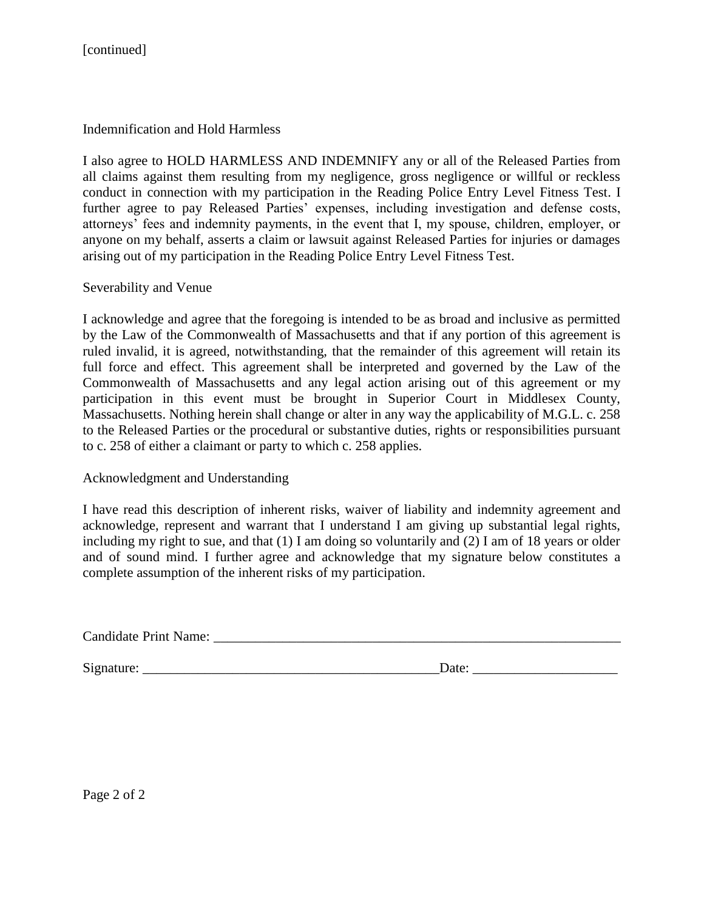[continued]

## Indemnification and Hold Harmless

I also agree to HOLD HARMLESS AND INDEMNIFY any or all of the Released Parties from all claims against them resulting from my negligence, gross negligence or willful or reckless conduct in connection with my participation in the Reading Police Entry Level Fitness Test. I further agree to pay Released Parties' expenses, including investigation and defense costs, attorneys' fees and indemnity payments, in the event that I, my spouse, children, employer, or anyone on my behalf, asserts a claim or lawsuit against Released Parties for injuries or damages arising out of my participation in the Reading Police Entry Level Fitness Test.

## Severability and Venue

I acknowledge and agree that the foregoing is intended to be as broad and inclusive as permitted by the Law of the Commonwealth of Massachusetts and that if any portion of this agreement is ruled invalid, it is agreed, notwithstanding, that the remainder of this agreement will retain its full force and effect. This agreement shall be interpreted and governed by the Law of the Commonwealth of Massachusetts and any legal action arising out of this agreement or my participation in this event must be brought in Superior Court in Middlesex County, Massachusetts. Nothing herein shall change or alter in any way the applicability of M.G.L. c. 258 to the Released Parties or the procedural or substantive duties, rights or responsibilities pursuant to c. 258 of either a claimant or party to which c. 258 applies.

## Acknowledgment and Understanding

I have read this description of inherent risks, waiver of liability and indemnity agreement and acknowledge, represent and warrant that I understand I am giving up substantial legal rights, including my right to sue, and that (1) I am doing so voluntarily and (2) I am of 18 years or older and of sound mind. I further agree and acknowledge that my signature below constitutes a complete assumption of the inherent risks of my participation.

Candidate Print Name: ______________________________________________________________

Signature: __________________________________________ Date: ____________________